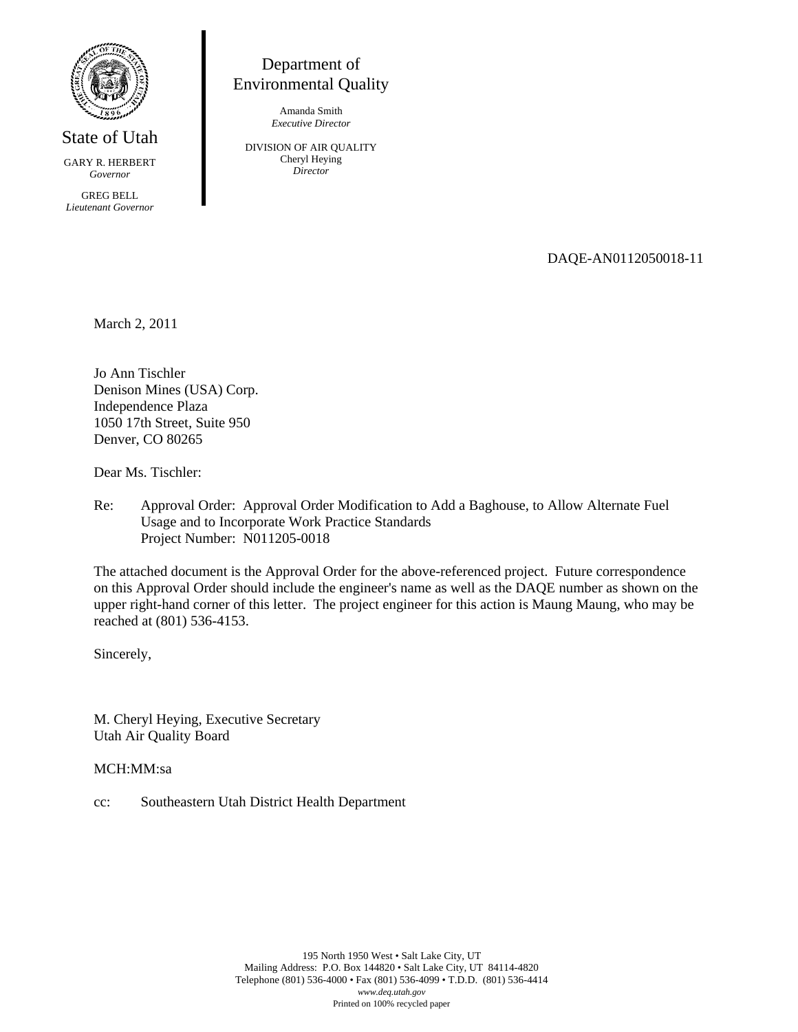State of Utah

GARY R. HERBERT
*Governor*

GREG BELL
*Lieutenant Governor*

Department of
Environmental Quality

Amanda Smith
*Executive Director*

DIVISION OF AIR QUALITY
Cheryl Heying
*Director*

DAQE-AN0112050018-11

March 2, 2011

Jo Ann Tischler
Denison Mines (USA) Corp.
Independence Plaza
1050 17th Street, Suite 950
Denver, CO 80265

Dear Ms. Tischler:

Re: Approval Order: Approval Order Modification to Add a Baghouse, to Allow Alternate Fuel Usage and to Incorporate Work Practice Standards
Project Number: N011205-0018

The attached document is the Approval Order for the above-referenced project. Future correspondence on this Approval Order should include the engineer's name as well as the DAQE number as shown on the upper right-hand corner of this letter. The project engineer for this action is Maung Maung, who may be reached at (801) 536-4153.

Sincerely,

M. Cheryl Heying, Executive Secretary
Utah Air Quality Board

MCH:MM:sa

cc: Southeastern Utah District Health Department

195 North 1950 West • Salt Lake City, UT
Mailing Address: P.O. Box 144820 • Salt Lake City, UT 84114-4820
Telephone (801) 536-4000 • Fax (801) 536-4099 • T.D.D. (801) 536-4414
*www.deq.utah.gov*
Printed on 100% recycled paper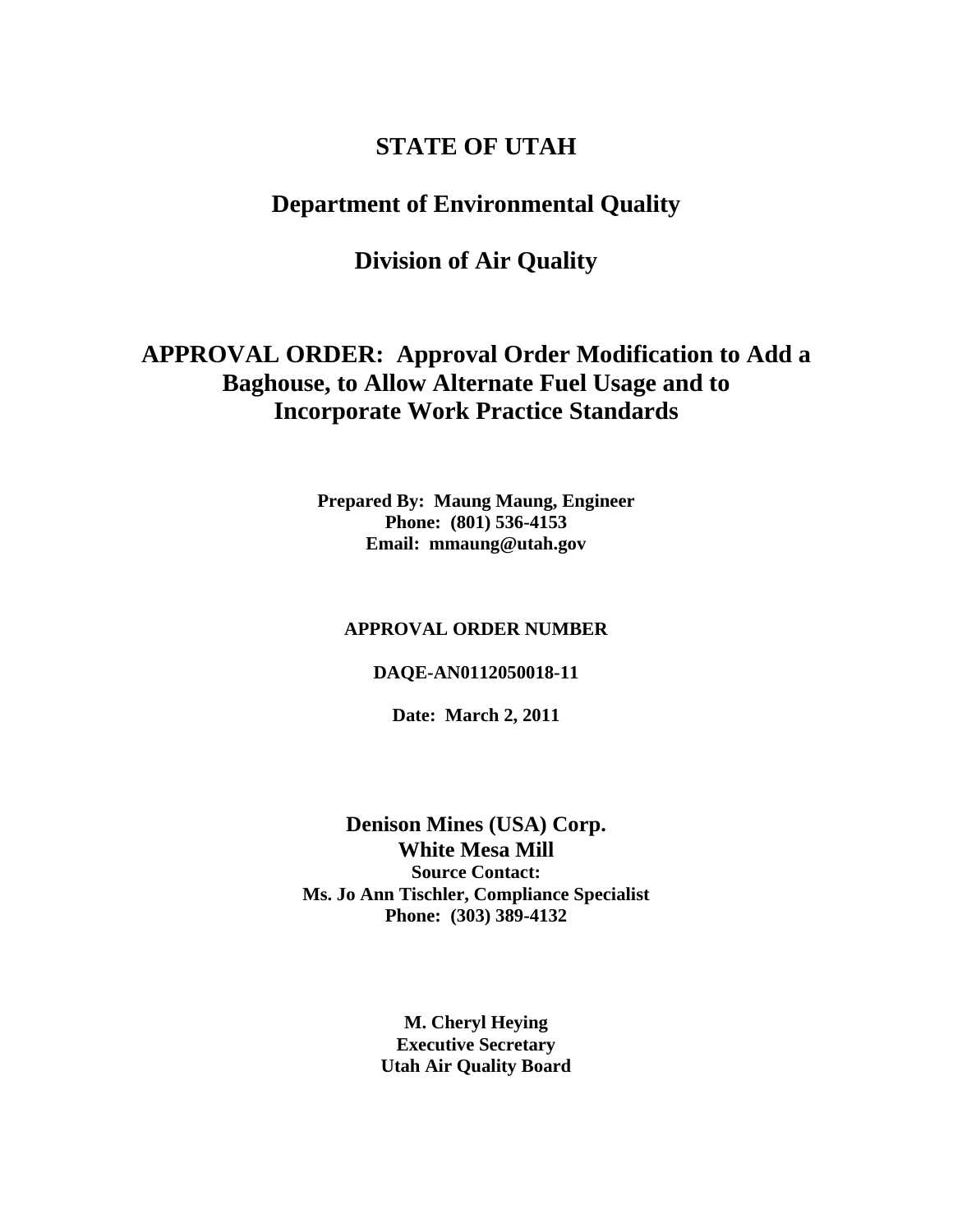# STATE OF UTAH

## Department of Environmental Quality

## Division of Air Quality

# APPROVAL ORDER: Approval Order Modification to Add a Baghouse, to Allow Alternate Fuel Usage and to Incorporate Work Practice Standards

**Prepared By: Maung Maung, Engineer**
**Phone: (801) 536-4153**
**Email: mmaung@utah.gov**

**APPROVAL ORDER NUMBER**

**DAQE-AN0112050018-11**

**Date: March 2, 2011**

**Denison Mines (USA) Corp.**
**White Mesa Mill**
**Source Contact:**
**Ms. Jo Ann Tischler, Compliance Specialist**
**Phone: (303) 389-4132**

**M. Cheryl Heying**
**Executive Secretary**
**Utah Air Quality Board**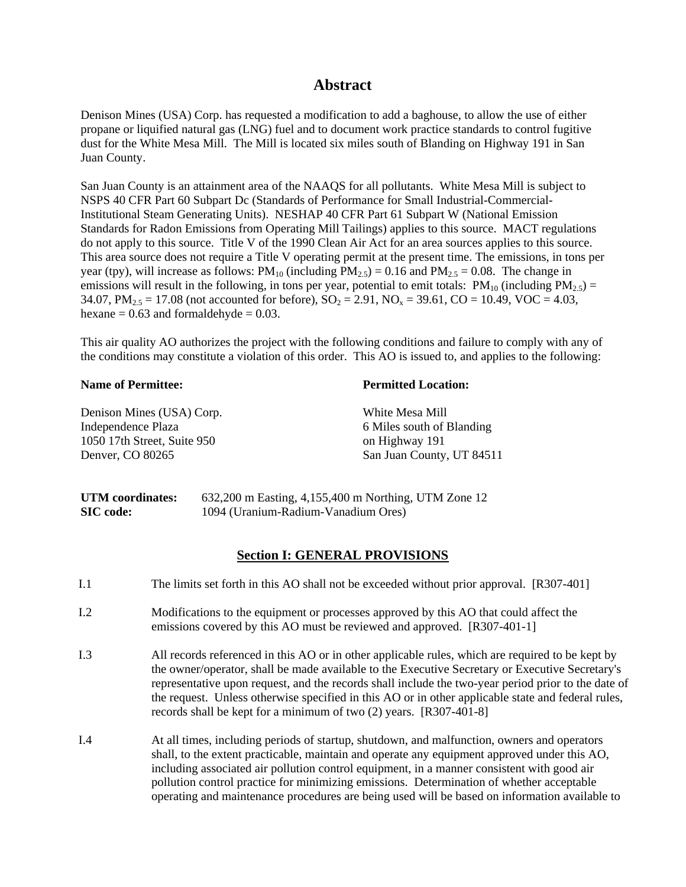# Abstract

Denison Mines (USA) Corp. has requested a modification to add a baghouse, to allow the use of either propane or liquified natural gas (LNG) fuel and to document work practice standards to control fugitive dust for the White Mesa Mill. The Mill is located six miles south of Blanding on Highway 191 in San Juan County.

San Juan County is an attainment area of the NAAQS for all pollutants. White Mesa Mill is subject to NSPS 40 CFR Part 60 Subpart Dc (Standards of Performance for Small Industrial-Commercial-Institutional Steam Generating Units). NESHAP 40 CFR Part 61 Subpart W (National Emission Standards for Radon Emissions from Operating Mill Tailings) applies to this source. MACT regulations do not apply to this source. Title V of the 1990 Clean Air Act for an area sources applies to this source. This area source does not require a Title V operating permit at the present time. The emissions, in tons per year (tpy), will increase as follows: $PM_{10}$ (including $PM_{2.5}$) = 0.16 and $PM_{2.5}$ = 0.08. The change in emissions will result in the following, in tons per year, potential to emit totals: $PM_{10}$ (including $PM_{2.5}$) = 34.07, $PM_{2.5}$ = 17.08 (not accounted for before), $SO_2$ = 2.91, $NO_x$ = 39.61, CO = 10.49, VOC = 4.03, hexane = 0.63 and formaldehyde = 0.03.

This air quality AO authorizes the project with the following conditions and failure to comply with any of the conditions may constitute a violation of this order. This AO is issued to, and applies to the following:

**Name of Permittee:**

Denison Mines (USA) Corp.
Independence Plaza
1050 17th Street, Suite 950
Denver, CO 80265

**Permitted Location:**

White Mesa Mill
6 Miles south of Blanding
on Highway 191
San Juan County, UT 84511

**UTM coordinates:** 632,200 m Easting, 4,155,400 m Northing, UTM Zone 12
**SIC code:** 1094 (Uranium-Radium-Vanadium Ores)

## Section I: GENERAL PROVISIONS

I.1 The limits set forth in this AO shall not be exceeded without prior approval. [R307-401]

I.2 Modifications to the equipment or processes approved by this AO that could affect the emissions covered by this AO must be reviewed and approved. [R307-401-1]

I.3 All records referenced in this AO or in other applicable rules, which are required to be kept by the owner/operator, shall be made available to the Executive Secretary or Executive Secretary's representative upon request, and the records shall include the two-year period prior to the date of the request. Unless otherwise specified in this AO or in other applicable state and federal rules, records shall be kept for a minimum of two (2) years. [R307-401-8]

I.4 At all times, including periods of startup, shutdown, and malfunction, owners and operators shall, to the extent practicable, maintain and operate any equipment approved under this AO, including associated air pollution control equipment, in a manner consistent with good air pollution control practice for minimizing emissions. Determination of whether acceptable operating and maintenance procedures are being used will be based on information available to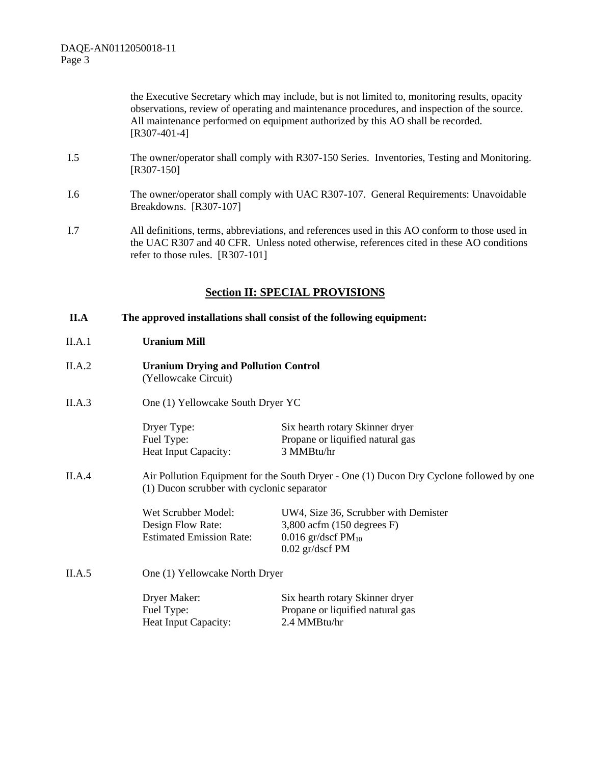the Executive Secretary which may include, but is not limited to, monitoring results, opacity observations, review of operating and maintenance procedures, and inspection of the source. All maintenance performed on equipment authorized by this AO shall be recorded. [R307-401-4]

I.5 The owner/operator shall comply with R307-150 Series. Inventories, Testing and Monitoring. [R307-150]

I.6 The owner/operator shall comply with UAC R307-107. General Requirements: Unavoidable Breakdowns. [R307-107]

I.7 All definitions, terms, abbreviations, and references used in this AO conform to those used in the UAC R307 and 40 CFR. Unless noted otherwise, references cited in these AO conditions refer to those rules. [R307-101]

## Section II: SPECIAL PROVISIONS

**II.A The approved installations shall consist of the following equipment:**

II.A.1 **Uranium Mill**

II.A.2 **Uranium Drying and Pollution Control**
(Yellowcake Circuit)

II.A.3 One (1) Yellowcake South Dryer YC

| | |
|---|---|
| Dryer Type: | Six hearth rotary Skinner dryer |
| Fuel Type: | Propane or liquified natural gas |
| Heat Input Capacity: | 3 MMBtu/hr |

II.A.4 Air Pollution Equipment for the South Dryer - One (1) Ducon Dry Cyclone followed by one (1) Ducon scrubber with cyclonic separator

| | |
|---|---|
| Wet Scrubber Model: | UW4, Size 36, Scrubber with Demister |
| Design Flow Rate: | 3,800 acfm (150 degrees F) |
| Estimated Emission Rate: | 0.016 gr/dscf $PM_{10}$ |
| | 0.02 gr/dscf PM |

II.A.5 One (1) Yellowcake North Dryer

| | |
|---|---|
| Dryer Maker: | Six hearth rotary Skinner dryer |
| Fuel Type: | Propane or liquified natural gas |
| Heat Input Capacity: | 2.4 MMBtu/hr |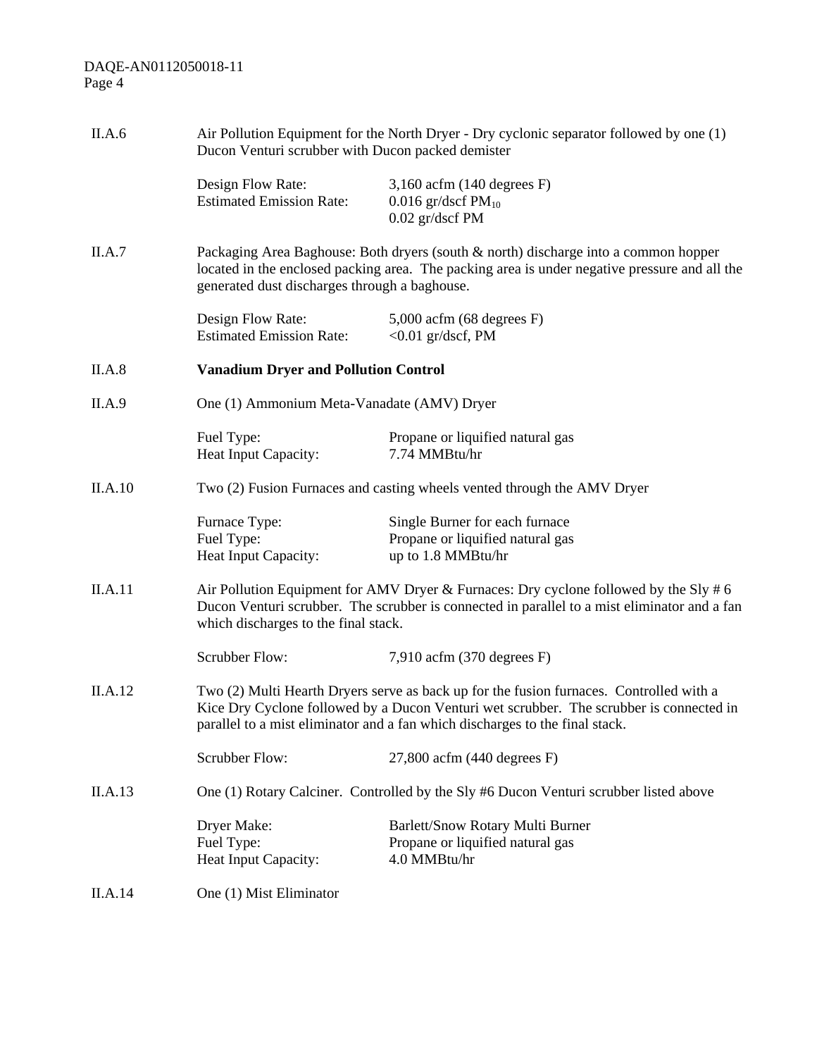II.A.6 Air Pollution Equipment for the North Dryer - Dry cyclonic separator followed by one (1) Ducon Venturi scrubber with Ducon packed demister

| | |
|---|---|
| Design Flow Rate: | 3,160 acfm (140 degrees F) |
| Estimated Emission Rate: | 0.016 gr/dscf $PM_{10}$ |
| | 0.02 gr/dscf PM |

II.A.7 Packaging Area Baghouse: Both dryers (south & north) discharge into a common hopper located in the enclosed packing area. The packing area is under negative pressure and all the generated dust discharges through a baghouse.

| | |
|---|---|
| Design Flow Rate: | 5,000 acfm (68 degrees F) |
| Estimated Emission Rate: | <0.01 gr/dscf, PM |

II.A.8 **Vanadium Dryer and Pollution Control**

II.A.9 One (1) Ammonium Meta-Vanadate (AMV) Dryer

| | |
|---|---|
| Fuel Type: | Propane or liquified natural gas |
| Heat Input Capacity: | 7.74 MMBtu/hr |

II.A.10 Two (2) Fusion Furnaces and casting wheels vented through the AMV Dryer

| | |
|---|---|
| Furnace Type: | Single Burner for each furnace |
| Fuel Type: | Propane or liquified natural gas |
| Heat Input Capacity: | up to 1.8 MMBtu/hr |

II.A.11 Air Pollution Equipment for AMV Dryer & Furnaces: Dry cyclone followed by the Sly # 6 Ducon Venturi scrubber. The scrubber is connected in parallel to a mist eliminator and a fan which discharges to the final stack.

| | |
|---|---|
| Scrubber Flow: | 7,910 acfm (370 degrees F) |

II.A.12 Two (2) Multi Hearth Dryers serve as back up for the fusion furnaces. Controlled with a Kice Dry Cyclone followed by a Ducon Venturi wet scrubber. The scrubber is connected in parallel to a mist eliminator and a fan which discharges to the final stack.

| | |
|---|---|
| Scrubber Flow: | 27,800 acfm (440 degrees F) |

II.A.13 One (1) Rotary Calciner. Controlled by the Sly #6 Ducon Venturi scrubber listed above

| | |
|---|---|
| Dryer Make: | Barlett/Snow Rotary Multi Burner |
| Fuel Type: | Propane or liquified natural gas |
| Heat Input Capacity: | 4.0 MMBtu/hr |

II.A.14 One (1) Mist Eliminator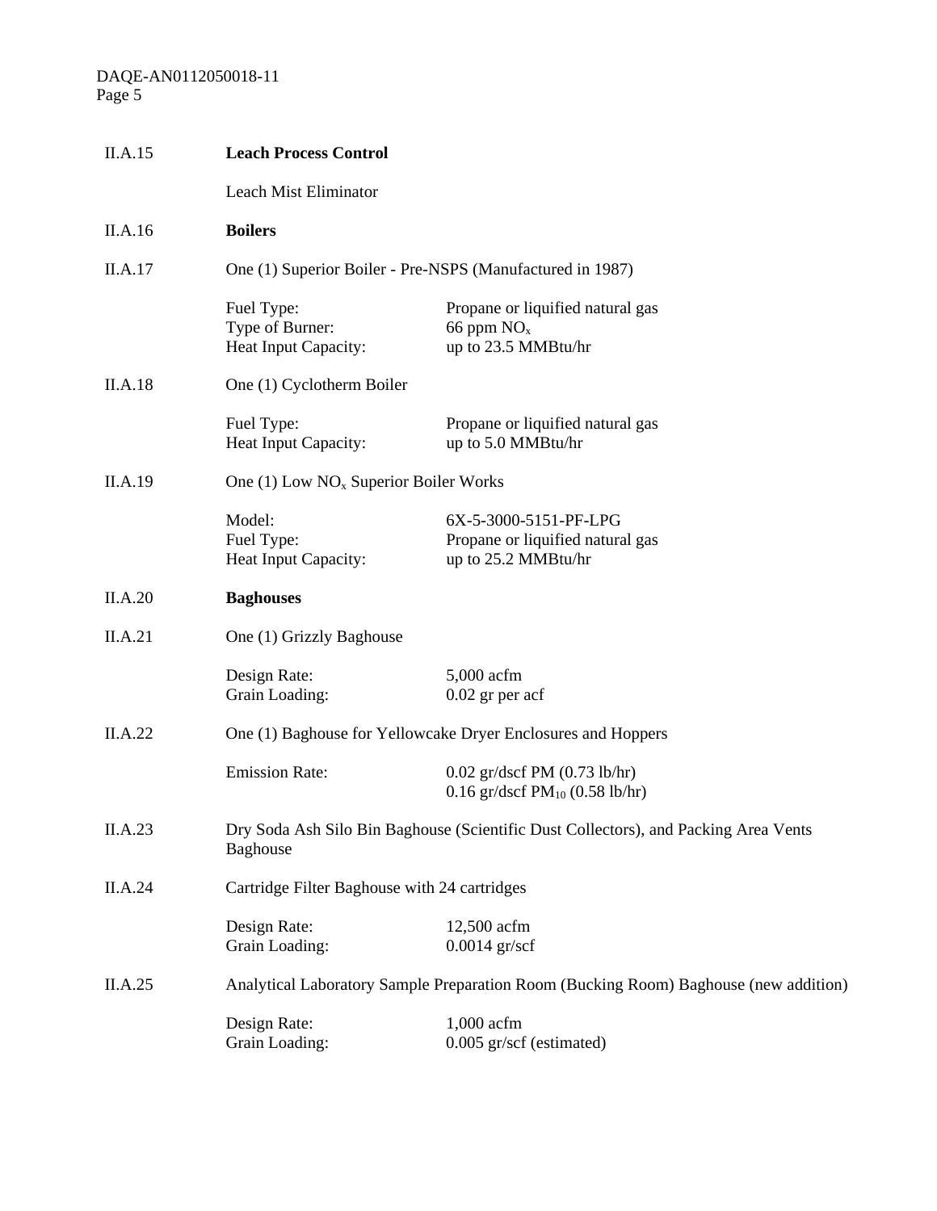II.A.15 **Leach Process Control**

Leach Mist Eliminator

II.A.16 **Boilers**

II.A.17 One (1) Superior Boiler - Pre-NSPS (Manufactured in 1987)

| | |
|---|---|
| Fuel Type: | Propane or liquified natural gas |
| Type of Burner: | 66 ppm $NO_x$ |
| Heat Input Capacity: | up to 23.5 MMBtu/hr |

II.A.18 One (1) Cyclotherm Boiler

| | |
|---|---|
| Fuel Type: | Propane or liquified natural gas |
| Heat Input Capacity: | up to 5.0 MMBtu/hr |

II.A.19 One (1) Low $NO_x$ Superior Boiler Works

| | |
|---|---|
| Model: | 6X-5-3000-5151-PF-LPG |
| Fuel Type: | Propane or liquified natural gas |
| Heat Input Capacity: | up to 25.2 MMBtu/hr |

II.A.20 **Baghouses**

II.A.21 One (1) Grizzly Baghouse

| | |
|---|---|
| Design Rate: | 5,000 acfm |
| Grain Loading: | 0.02 gr per acf |

II.A.22 One (1) Baghouse for Yellowcake Dryer Enclosures and Hoppers

| | |
|---|---|
| Emission Rate: | 0.02 gr/dscf PM (0.73 lb/hr) |
| | 0.16 gr/dscf $PM_{10}$ (0.58 lb/hr) |

II.A.23 Dry Soda Ash Silo Bin Baghouse (Scientific Dust Collectors), and Packing Area Vents Baghouse

II.A.24 Cartridge Filter Baghouse with 24 cartridges

| | |
|---|---|
| Design Rate: | 12,500 acfm |
| Grain Loading: | 0.0014 gr/scf |

II.A.25 Analytical Laboratory Sample Preparation Room (Bucking Room) Baghouse (new addition)

| | |
|---|---|
| Design Rate: | 1,000 acfm |
| Grain Loading: | 0.005 gr/scf (estimated) |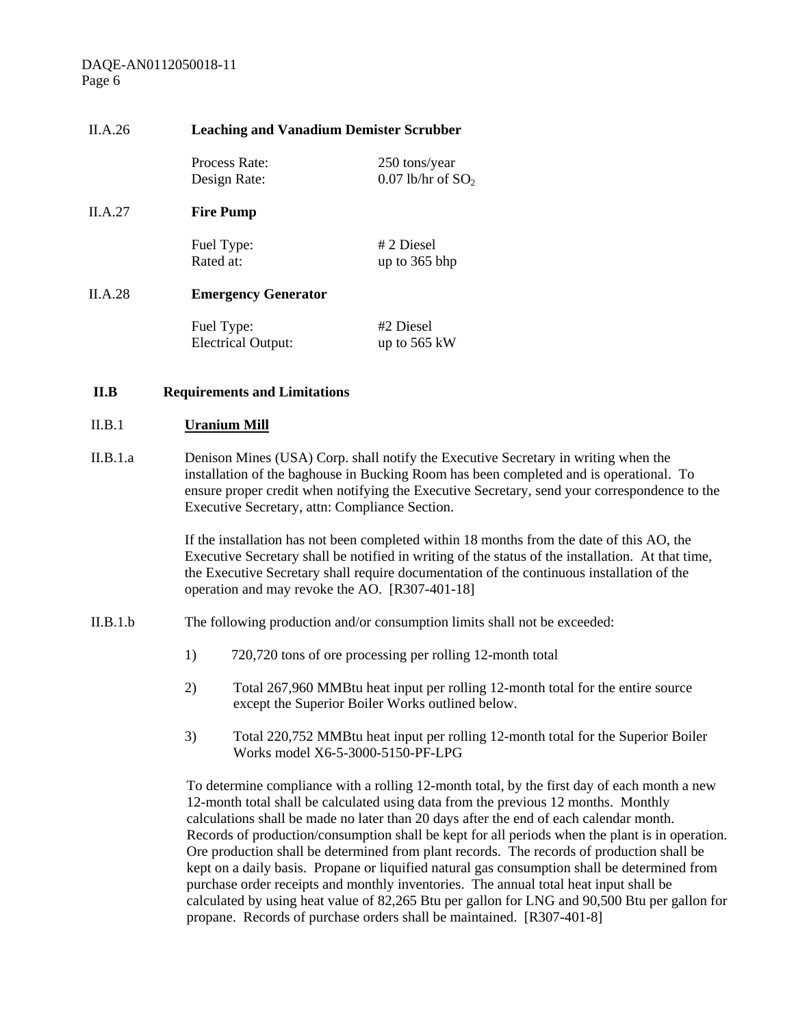II.A.26 **Leaching and Vanadium Demister Scrubber**

| | |
|---|---|
| Process Rate: | 250 tons/year |
| Design Rate: | 0.07 lb/hr of $SO_2$ |

II.A.27 **Fire Pump**

| | |
|---|---|
| Fuel Type: | # 2 Diesel |
| Rated at: | up to 365 bhp |

II.A.28 **Emergency Generator**

| | |
|---|---|
| Fuel Type: | #2 Diesel |
| Electrical Output: | up to 565 kW |

## II.B Requirements and Limitations

II.B.1 **Uranium Mill**

II.B.1.a Denison Mines (USA) Corp. shall notify the Executive Secretary in writing when the installation of the baghouse in Bucking Room has been completed and is operational. To ensure proper credit when notifying the Executive Secretary, send your correspondence to the Executive Secretary, attn: Compliance Section.

If the installation has not been completed within 18 months from the date of this AO, the Executive Secretary shall be notified in writing of the status of the installation. At that time, the Executive Secretary shall require documentation of the continuous installation of the operation and may revoke the AO. [R307-401-18]

II.B.1.b The following production and/or consumption limits shall not be exceeded:

1) 720,720 tons of ore processing per rolling 12-month total

2) Total 267,960 MMBtu heat input per rolling 12-month total for the entire source except the Superior Boiler Works outlined below.

3) Total 220,752 MMBtu heat input per rolling 12-month total for the Superior Boiler Works model X6-5-3000-5150-PF-LPG

To determine compliance with a rolling 12-month total, by the first day of each month a new 12-month total shall be calculated using data from the previous 12 months. Monthly calculations shall be made no later than 20 days after the end of each calendar month. Records of production/consumption shall be kept for all periods when the plant is in operation. Ore production shall be determined from plant records. The records of production shall be kept on a daily basis. Propane or liquified natural gas consumption shall be determined from purchase order receipts and monthly inventories. The annual total heat input shall be calculated by using heat value of 82,265 Btu per gallon for LNG and 90,500 Btu per gallon for propane. Records of purchase orders shall be maintained. [R307-401-8]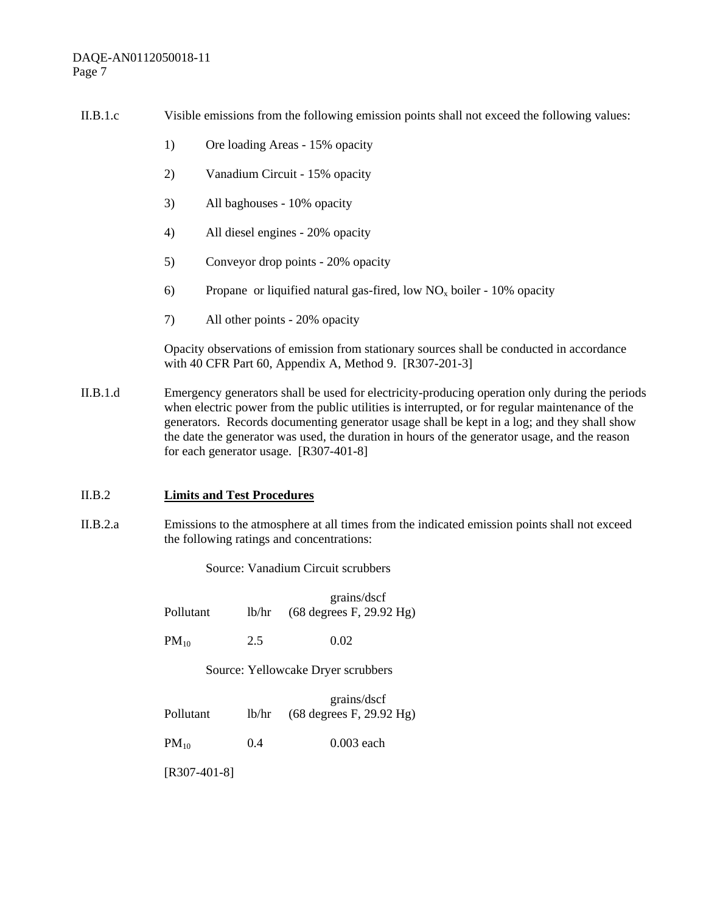II.B.1.c Visible emissions from the following emission points shall not exceed the following values:

1) Ore loading Areas - 15% opacity

2) Vanadium Circuit - 15% opacity

3) All baghouses - 10% opacity

4) All diesel engines - 20% opacity

5) Conveyor drop points - 20% opacity

6) Propane or liquified natural gas-fired, low $NO_x$ boiler - 10% opacity

7) All other points - 20% opacity

Opacity observations of emission from stationary sources shall be conducted in accordance with 40 CFR Part 60, Appendix A, Method 9. [R307-201-3]

II.B.1.d Emergency generators shall be used for electricity-producing operation only during the periods when electric power from the public utilities is interrupted, or for regular maintenance of the generators. Records documenting generator usage shall be kept in a log; and they shall show the date the generator was used, the duration in hours of the generator usage, and the reason for each generator usage. [R307-401-8]

II.B.2 **Limits and Test Procedures**

II.B.2.a Emissions to the atmosphere at all times from the indicated emission points shall not exceed the following ratings and concentrations:

Source: Vanadium Circuit scrubbers

| Pollutant | lb/hr | grains/dscf (68 degrees F, 29.92 Hg) |
|---|---|---|
| $PM_{10}$ | 2.5 | 0.02 |

Source: Yellowcake Dryer scrubbers

| Pollutant | lb/hr | grains/dscf (68 degrees F, 29.92 Hg) |
|---|---|---|
| $PM_{10}$ | 0.4 | 0.003 each |

[R307-401-8]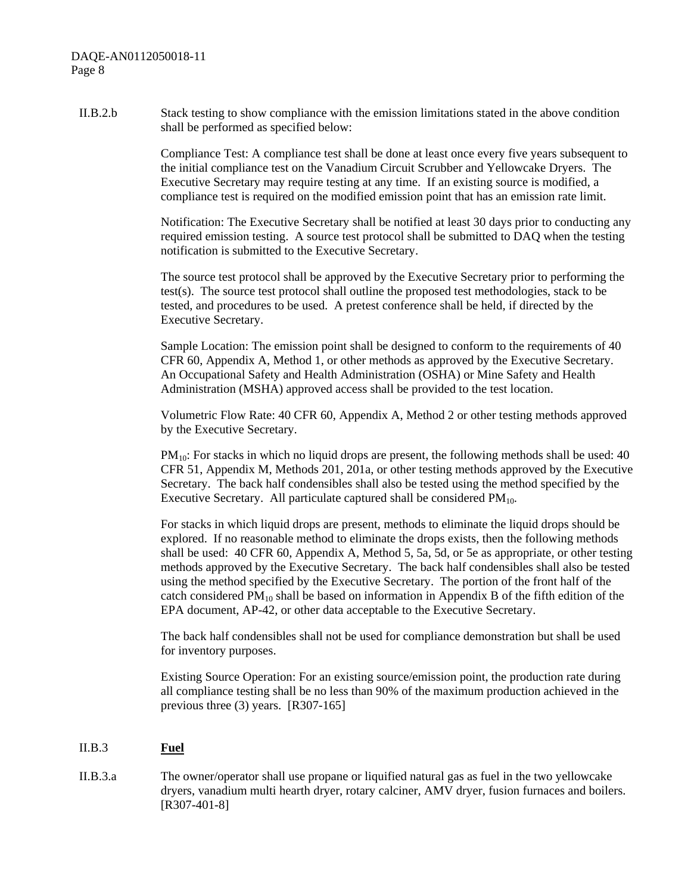II.B.2.b Stack testing to show compliance with the emission limitations stated in the above condition shall be performed as specified below:

Compliance Test: A compliance test shall be done at least once every five years subsequent to the initial compliance test on the Vanadium Circuit Scrubber and Yellowcake Dryers. The Executive Secretary may require testing at any time. If an existing source is modified, a compliance test is required on the modified emission point that has an emission rate limit.

Notification: The Executive Secretary shall be notified at least 30 days prior to conducting any required emission testing. A source test protocol shall be submitted to DAQ when the testing notification is submitted to the Executive Secretary.

The source test protocol shall be approved by the Executive Secretary prior to performing the test(s). The source test protocol shall outline the proposed test methodologies, stack to be tested, and procedures to be used. A pretest conference shall be held, if directed by the Executive Secretary.

Sample Location: The emission point shall be designed to conform to the requirements of 40 CFR 60, Appendix A, Method 1, or other methods as approved by the Executive Secretary. An Occupational Safety and Health Administration (OSHA) or Mine Safety and Health Administration (MSHA) approved access shall be provided to the test location.

Volumetric Flow Rate: 40 CFR 60, Appendix A, Method 2 or other testing methods approved by the Executive Secretary.

$PM_{10}$: For stacks in which no liquid drops are present, the following methods shall be used: 40 CFR 51, Appendix M, Methods 201, 201a, or other testing methods approved by the Executive Secretary. The back half condensibles shall also be tested using the method specified by the Executive Secretary. All particulate captured shall be considered $PM_{10}$.

For stacks in which liquid drops are present, methods to eliminate the liquid drops should be explored. If no reasonable method to eliminate the drops exists, then the following methods shall be used: 40 CFR 60, Appendix A, Method 5, 5a, 5d, or 5e as appropriate, or other testing methods approved by the Executive Secretary. The back half condensibles shall also be tested using the method specified by the Executive Secretary. The portion of the front half of the catch considered $PM_{10}$ shall be based on information in Appendix B of the fifth edition of the EPA document, AP-42, or other data acceptable to the Executive Secretary.

The back half condensibles shall not be used for compliance demonstration but shall be used for inventory purposes.

Existing Source Operation: For an existing source/emission point, the production rate during all compliance testing shall be no less than 90% of the maximum production achieved in the previous three (3) years. [R307-165]

II.B.3 **Fuel**

II.B.3.a The owner/operator shall use propane or liquified natural gas as fuel in the two yellowcake dryers, vanadium multi hearth dryer, rotary calciner, AMV dryer, fusion furnaces and boilers. [R307-401-8]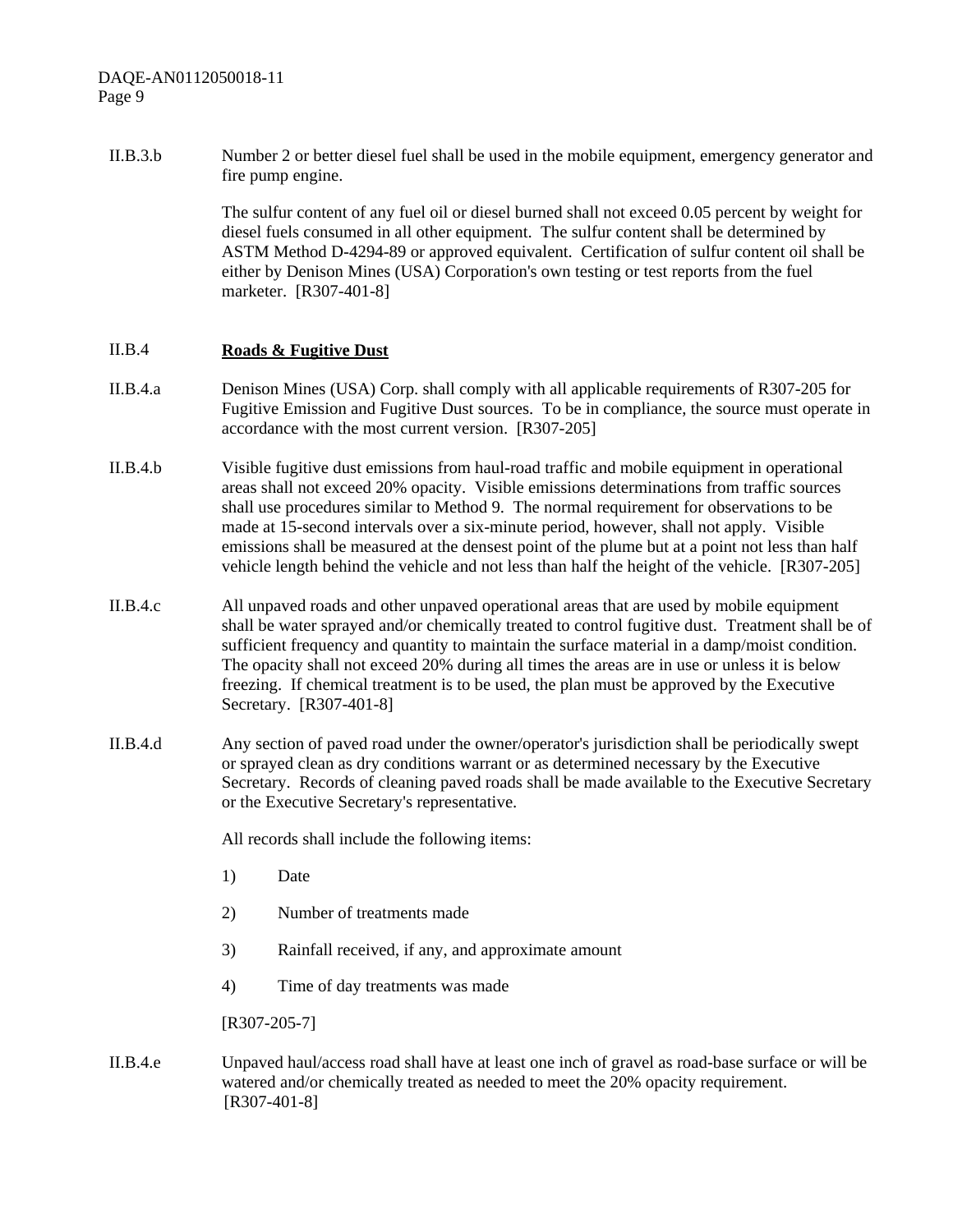II.B.3.b Number 2 or better diesel fuel shall be used in the mobile equipment, emergency generator and fire pump engine.

The sulfur content of any fuel oil or diesel burned shall not exceed 0.05 percent by weight for diesel fuels consumed in all other equipment. The sulfur content shall be determined by ASTM Method D-4294-89 or approved equivalent. Certification of sulfur content oil shall be either by Denison Mines (USA) Corporation's own testing or test reports from the fuel marketer. [R307-401-8]

II.B.4 **Roads & Fugitive Dust**

II.B.4.a Denison Mines (USA) Corp. shall comply with all applicable requirements of R307-205 for Fugitive Emission and Fugitive Dust sources. To be in compliance, the source must operate in accordance with the most current version. [R307-205]

II.B.4.b Visible fugitive dust emissions from haul-road traffic and mobile equipment in operational areas shall not exceed 20% opacity. Visible emissions determinations from traffic sources shall use procedures similar to Method 9. The normal requirement for observations to be made at 15-second intervals over a six-minute period, however, shall not apply. Visible emissions shall be measured at the densest point of the plume but at a point not less than half vehicle length behind the vehicle and not less than half the height of the vehicle. [R307-205]

II.B.4.c All unpaved roads and other unpaved operational areas that are used by mobile equipment shall be water sprayed and/or chemically treated to control fugitive dust. Treatment shall be of sufficient frequency and quantity to maintain the surface material in a damp/moist condition. The opacity shall not exceed 20% during all times the areas are in use or unless it is below freezing. If chemical treatment is to be used, the plan must be approved by the Executive Secretary. [R307-401-8]

II.B.4.d Any section of paved road under the owner/operator's jurisdiction shall be periodically swept or sprayed clean as dry conditions warrant or as determined necessary by the Executive Secretary. Records of cleaning paved roads shall be made available to the Executive Secretary or the Executive Secretary's representative.

All records shall include the following items:

1) Date

2) Number of treatments made

3) Rainfall received, if any, and approximate amount

4) Time of day treatments was made

[R307-205-7]

II.B.4.e Unpaved haul/access road shall have at least one inch of gravel as road-base surface or will be watered and/or chemically treated as needed to meet the 20% opacity requirement. [R307-401-8]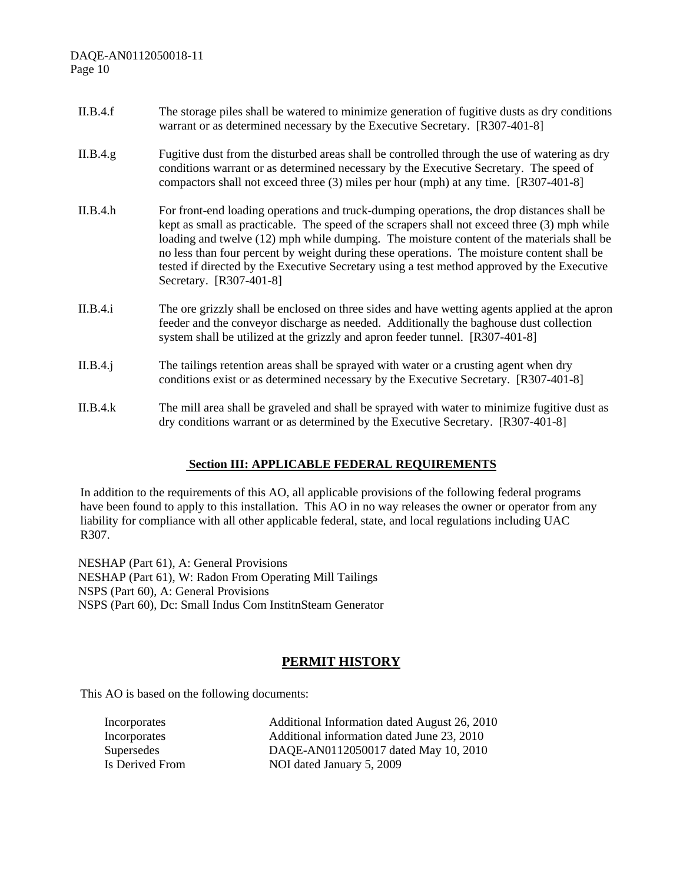II.B.4.f The storage piles shall be watered to minimize generation of fugitive dusts as dry conditions warrant or as determined necessary by the Executive Secretary. [R307-401-8]

II.B.4.g Fugitive dust from the disturbed areas shall be controlled through the use of watering as dry conditions warrant or as determined necessary by the Executive Secretary. The speed of compactors shall not exceed three (3) miles per hour (mph) at any time. [R307-401-8]

II.B.4.h For front-end loading operations and truck-dumping operations, the drop distances shall be kept as small as practicable. The speed of the scrapers shall not exceed three (3) mph while loading and twelve (12) mph while dumping. The moisture content of the materials shall be no less than four percent by weight during these operations. The moisture content shall be tested if directed by the Executive Secretary using a test method approved by the Executive Secretary. [R307-401-8]

II.B.4.i The ore grizzly shall be enclosed on three sides and have wetting agents applied at the apron feeder and the conveyor discharge as needed. Additionally the baghouse dust collection system shall be utilized at the grizzly and apron feeder tunnel. [R307-401-8]

II.B.4.j The tailings retention areas shall be sprayed with water or a crusting agent when dry conditions exist or as determined necessary by the Executive Secretary. [R307-401-8]

II.B.4.k The mill area shall be graveled and shall be sprayed with water to minimize fugitive dust as dry conditions warrant or as determined by the Executive Secretary. [R307-401-8]

## Section III: APPLICABLE FEDERAL REQUIREMENTS

In addition to the requirements of this AO, all applicable provisions of the following federal programs have been found to apply to this installation. This AO in no way releases the owner or operator from any liability for compliance with all other applicable federal, state, and local regulations including UAC R307.

NESHAP (Part 61), A: General Provisions
NESHAP (Part 61), W: Radon From Operating Mill Tailings
NSPS (Part 60), A: General Provisions
NSPS (Part 60), Dc: Small Indus Com InstitnSteam Generator

## PERMIT HISTORY

This AO is based on the following documents:

| | |
|---|---|
| Incorporates | Additional Information dated August 26, 2010 |
| Incorporates | Additional information dated June 23, 2010 |
| Supersedes | DAQE-AN0112050017 dated May 10, 2010 |
| Is Derived From | NOI dated January 5, 2009 |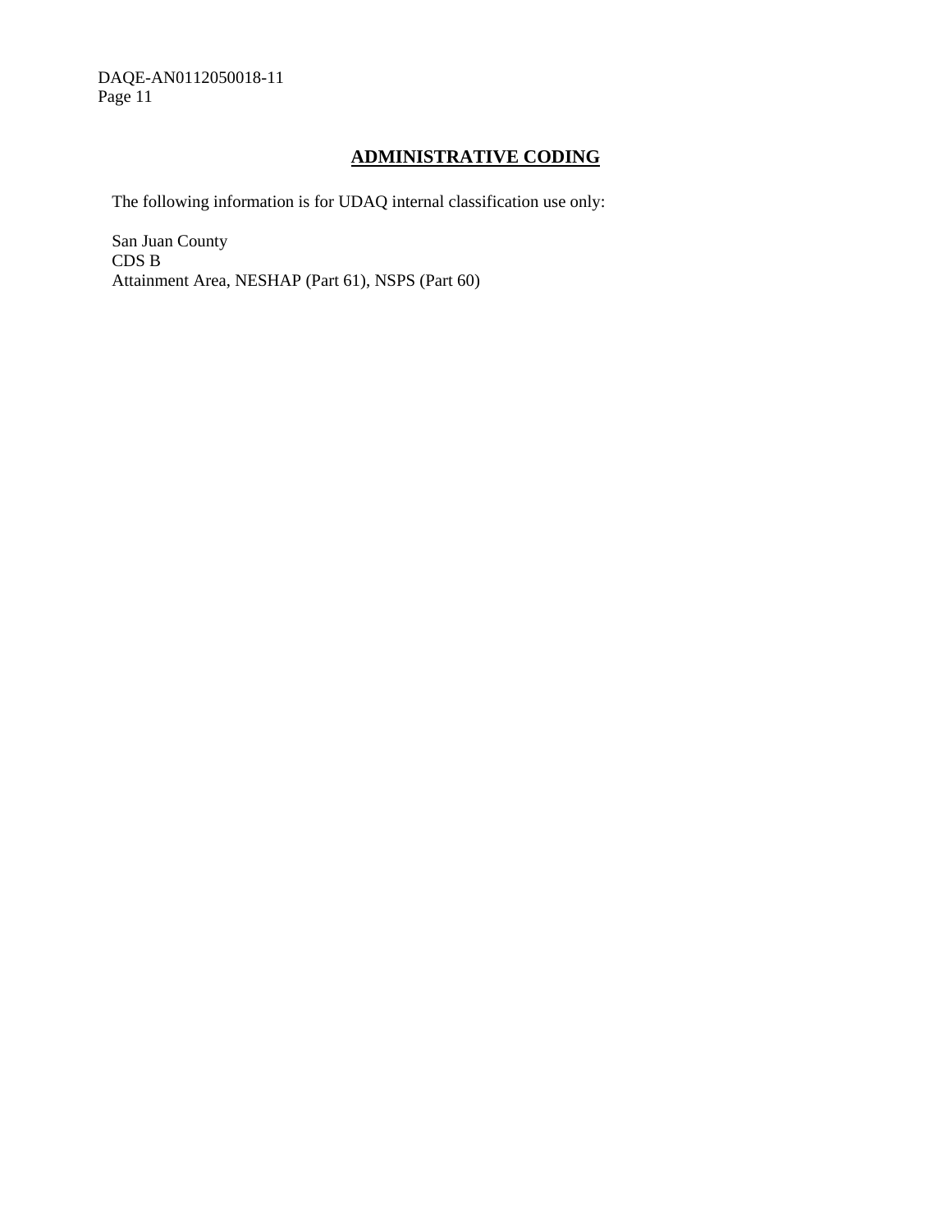## ADMINISTRATIVE CODING

The following information is for UDAQ internal classification use only:

San Juan County
CDS B
Attainment Area, NESHAP (Part 61), NSPS (Part 60)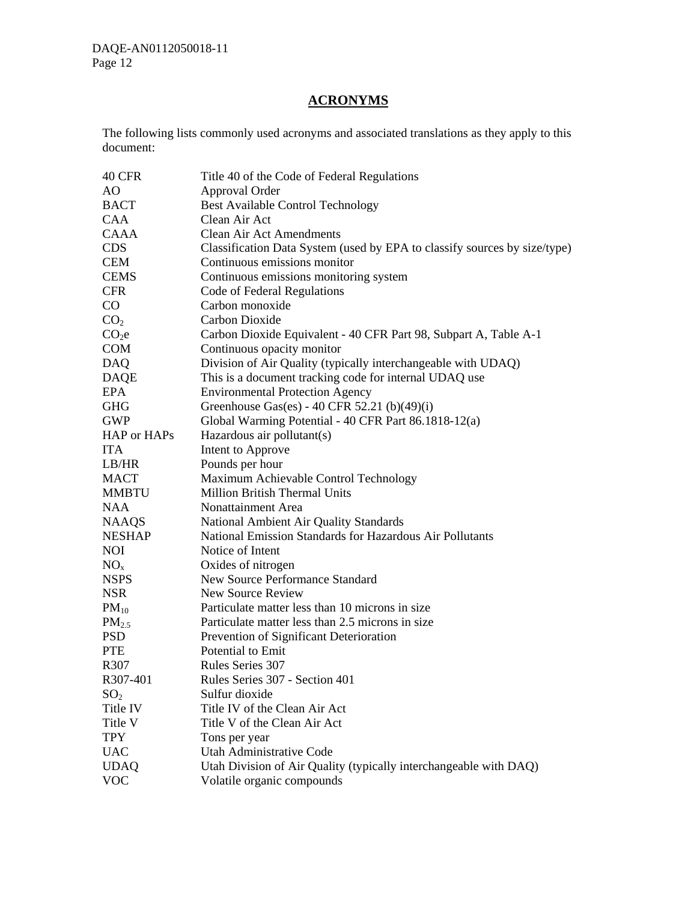## ACRONYMS

The following lists commonly used acronyms and associated translations as they apply to this document:

| | |
|---|---|
| 40 CFR | Title 40 of the Code of Federal Regulations |
| AO | Approval Order |
| BACT | Best Available Control Technology |
| CAA | Clean Air Act |
| CAAA | Clean Air Act Amendments |
| CDS | Classification Data System (used by EPA to classify sources by size/type) |
| CEM | Continuous emissions monitor |
| CEMS | Continuous emissions monitoring system |
| CFR | Code of Federal Regulations |
| CO | Carbon monoxide |
| $CO_2$ | Carbon Dioxide |
| $CO_2e$ | Carbon Dioxide Equivalent - 40 CFR Part 98, Subpart A, Table A-1 |
| COM | Continuous opacity monitor |
| DAQ | Division of Air Quality (typically interchangeable with UDAQ) |
| DAQE | This is a document tracking code for internal UDAQ use |
| EPA | Environmental Protection Agency |
| GHG | Greenhouse Gas(es) - 40 CFR 52.21 (b)(49)(i) |
| GWP | Global Warming Potential - 40 CFR Part 86.1818-12(a) |
| HAP or HAPs | Hazardous air pollutant(s) |
| ITA | Intent to Approve |
| LB/HR | Pounds per hour |
| MACT | Maximum Achievable Control Technology |
| MMBTU | Million British Thermal Units |
| NAA | Nonattainment Area |
| NAAQS | National Ambient Air Quality Standards |
| NESHAP | National Emission Standards for Hazardous Air Pollutants |
| NOI | Notice of Intent |
| $NO_x$ | Oxides of nitrogen |
| NSPS | New Source Performance Standard |
| NSR | New Source Review |
| $PM_{10}$ | Particulate matter less than 10 microns in size |
| $PM_{2.5}$ | Particulate matter less than 2.5 microns in size |
| PSD | Prevention of Significant Deterioration |
| PTE | Potential to Emit |
| R307 | Rules Series 307 |
| R307-401 | Rules Series 307 - Section 401 |
| $SO_2$ | Sulfur dioxide |
| Title IV | Title IV of the Clean Air Act |
| Title V | Title V of the Clean Air Act |
| TPY | Tons per year |
| UAC | Utah Administrative Code |
| UDAQ | Utah Division of Air Quality (typically interchangeable with DAQ) |
| VOC | Volatile organic compounds |